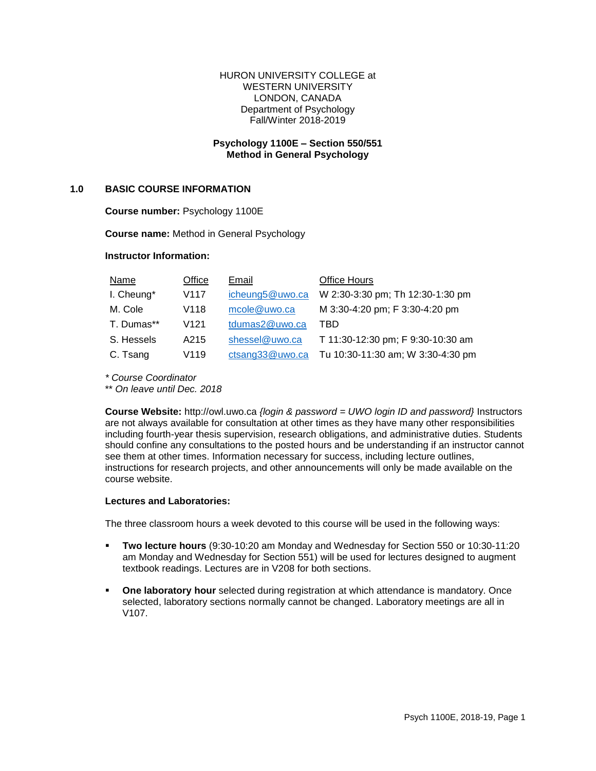HURON UNIVERSITY COLLEGE at
WESTERN UNIVERSITY
LONDON, CANADA
Department of Psychology
Fall/Winter 2018-2019

**Psychology 1100E – Section 550/551**
**Method in General Psychology**

## 1.0 BASIC COURSE INFORMATION

**Course number:** Psychology 1100E

**Course name:** Method in General Psychology

**Instructor Information:**

| Name | Office | Email | Office Hours |
|---|---|---|---|
| I. Cheung* | V117 | icheung5@uwo.ca | W 2:30-3:30 pm; Th 12:30-1:30 pm |
| M. Cole | V118 | mcole@uwo.ca | M 3:30-4:20 pm; F 3:30-4:20 pm |
| T. Dumas** | V121 | tdumas2@uwo.ca | TBD |
| S. Hessels | A215 | shessel@uwo.ca | T 11:30-12:30 pm; F 9:30-10:30 am |
| C. Tsang | V119 | ctsang33@uwo.ca | Tu 10:30-11:30 am; W 3:30-4:30 pm |

*\* Course Coordinator*
*\*\* On leave until Dec. 2018*

**Course Website:** http://owl.uwo.ca *{login & password = UWO login ID and password}* Instructors are not always available for consultation at other times as they have many other responsibilities including fourth-year thesis supervision, research obligations, and administrative duties. Students should confine any consultations to the posted hours and be understanding if an instructor cannot see them at other times. Information necessary for success, including lecture outlines, instructions for research projects, and other announcements will only be made available on the course website.

**Lectures and Laboratories:**

The three classroom hours a week devoted to this course will be used in the following ways:

- **Two lecture hours** (9:30-10:20 am Monday and Wednesday for Section 550 or 10:30-11:20 am Monday and Wednesday for Section 551) will be used for lectures designed to augment textbook readings. Lectures are in V208 for both sections.
- **One laboratory hour** selected during registration at which attendance is mandatory. Once selected, laboratory sections normally cannot be changed. Laboratory meetings are all in V107.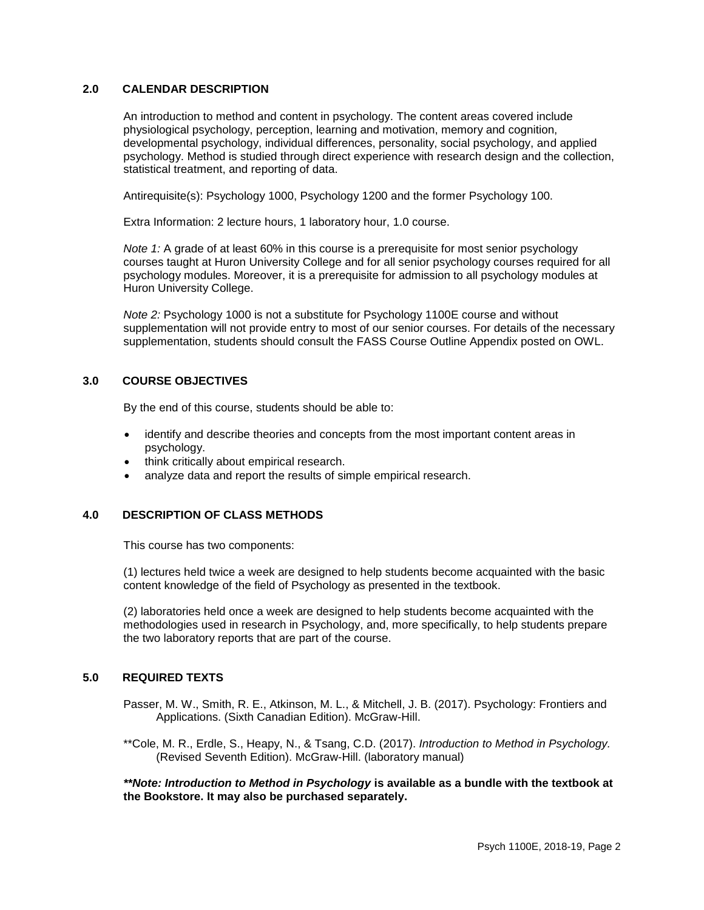## 2.0 CALENDAR DESCRIPTION

An introduction to method and content in psychology. The content areas covered include physiological psychology, perception, learning and motivation, memory and cognition, developmental psychology, individual differences, personality, social psychology, and applied psychology. Method is studied through direct experience with research design and the collection, statistical treatment, and reporting of data.

Antirequisite(s): Psychology 1000, Psychology 1200 and the former Psychology 100.

Extra Information: 2 lecture hours, 1 laboratory hour, 1.0 course.

*Note 1:* A grade of at least 60% in this course is a prerequisite for most senior psychology courses taught at Huron University College and for all senior psychology courses required for all psychology modules. Moreover, it is a prerequisite for admission to all psychology modules at Huron University College.

*Note 2:* Psychology 1000 is not a substitute for Psychology 1100E course and without supplementation will not provide entry to most of our senior courses. For details of the necessary supplementation, students should consult the FASS Course Outline Appendix posted on OWL.

## 3.0 COURSE OBJECTIVES

By the end of this course, students should be able to:

- identify and describe theories and concepts from the most important content areas in psychology.
- think critically about empirical research.
- analyze data and report the results of simple empirical research.

## 4.0 DESCRIPTION OF CLASS METHODS

This course has two components:

(1) lectures held twice a week are designed to help students become acquainted with the basic content knowledge of the field of Psychology as presented in the textbook.

(2) laboratories held once a week are designed to help students become acquainted with the methodologies used in research in Psychology, and, more specifically, to help students prepare the two laboratory reports that are part of the course.

## 5.0 REQUIRED TEXTS

Passer, M. W., Smith, R. E., Atkinson, M. L., & Mitchell, J. B. (2017). Psychology: Frontiers and Applications. (Sixth Canadian Edition). McGraw-Hill.

**Cole, M. R., Erdle, S., Heapy, N., & Tsang, C.D. (2017). *Introduction to Method in Psychology.* (Revised Seventh Edition). McGraw-Hill. (laboratory manual)

***\*\*Note: Introduction to Method in Psychology* is available as a bundle with the textbook at the Bookstore. It may also be purchased separately.**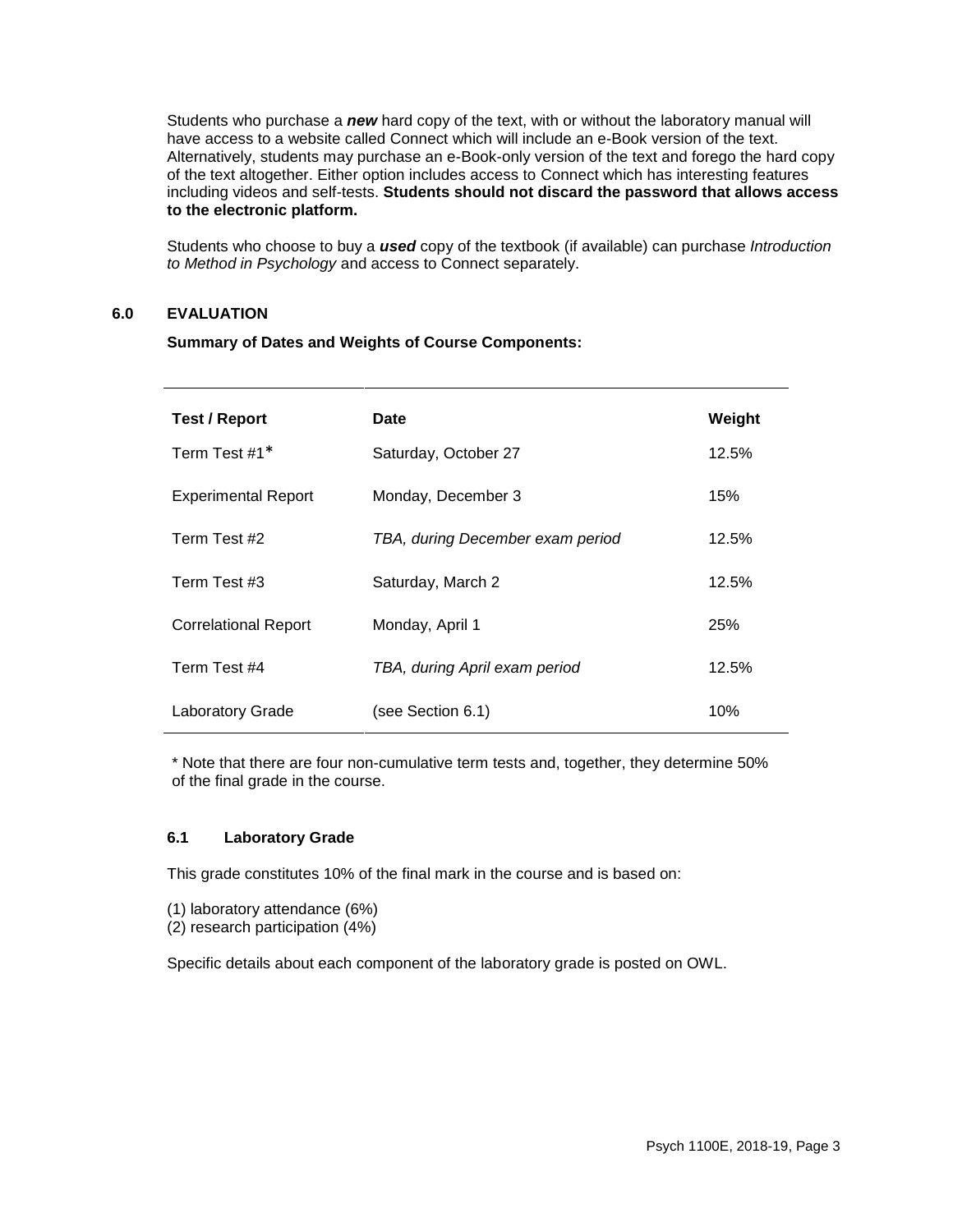Students who purchase a ***new*** hard copy of the text, with or without the laboratory manual will have access to a website called Connect which will include an e-Book version of the text. Alternatively, students may purchase an e-Book-only version of the text and forego the hard copy of the text altogether. Either option includes access to Connect which has interesting features including videos and self-tests. **Students should not discard the password that allows access to the electronic platform.**

Students who choose to buy a ***used*** copy of the textbook (if available) can purchase *Introduction to Method in Psychology* and access to Connect separately.

## 6.0 EVALUATION

**Summary of Dates and Weights of Course Components:**

| Test / Report | Date | Weight |
|---|---|---|
| Term Test #1* | Saturday, October 27 | 12.5% |
| Experimental Report | Monday, December 3 | 15% |
| Term Test #2 | *TBA, during December exam period* | 12.5% |
| Term Test #3 | Saturday, March 2 | 12.5% |
| Correlational Report | Monday, April 1 | 25% |
| Term Test #4 | *TBA, during April exam period* | 12.5% |
| Laboratory Grade | (see Section 6.1) | 10% |

* Note that there are four non-cumulative term tests and, together, they determine 50% of the final grade in the course.

### 6.1 Laboratory Grade

This grade constitutes 10% of the final mark in the course and is based on:

(1) laboratory attendance (6%)
(2) research participation (4%)

Specific details about each component of the laboratory grade is posted on OWL.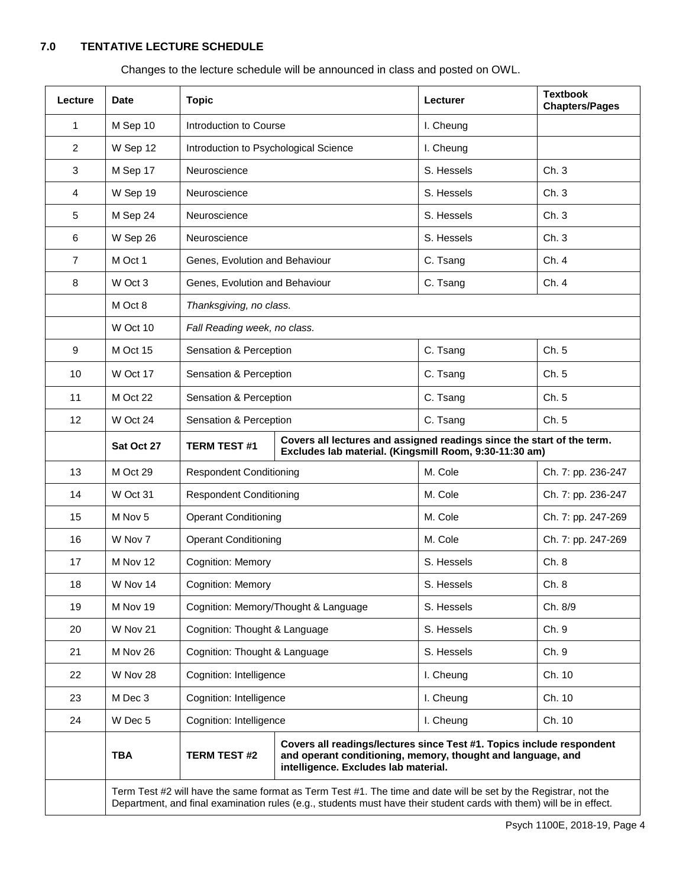## 7.0 TENTATIVE LECTURE SCHEDULE

Changes to the lecture schedule will be announced in class and posted on OWL.

| Lecture | Date | Topic | | Lecturer | Textbook Chapters/Pages |
|---|---|---|---|---|---|
| 1 | M Sep 10 | Introduction to Course | | I. Cheung | |
| 2 | W Sep 12 | Introduction to Psychological Science | | I. Cheung | |
| 3 | M Sep 17 | Neuroscience | | S. Hessels | Ch. 3 |
| 4 | W Sep 19 | Neuroscience | | S. Hessels | Ch. 3 |
| 5 | M Sep 24 | Neuroscience | | S. Hessels | Ch. 3 |
| 6 | W Sep 26 | Neuroscience | | S. Hessels | Ch. 3 |
| 7 | M Oct 1 | Genes, Evolution and Behaviour | | C. Tsang | Ch. 4 |
| 8 | W Oct 3 | Genes, Evolution and Behaviour | | C. Tsang | Ch. 4 |
| | M Oct 8 | *Thanksgiving, no class.* | | | |
| | W Oct 10 | *Fall Reading week, no class.* | | | |
| 9 | M Oct 15 | Sensation & Perception | | C. Tsang | Ch. 5 |
| 10 | W Oct 17 | Sensation & Perception | | C. Tsang | Ch. 5 |
| 11 | M Oct 22 | Sensation & Perception | | C. Tsang | Ch. 5 |
| 12 | W Oct 24 | Sensation & Perception | | C. Tsang | Ch. 5 |
| | **Sat Oct 27** | **TERM TEST #1** | **Covers all lectures and assigned readings since the start of the term. Excludes lab material. (Kingsmill Room, 9:30-11:30 am)** | | |
| 13 | M Oct 29 | Respondent Conditioning | | M. Cole | Ch. 7: pp. 236-247 |
| 14 | W Oct 31 | Respondent Conditioning | | M. Cole | Ch. 7: pp. 236-247 |
| 15 | M Nov 5 | Operant Conditioning | | M. Cole | Ch. 7: pp. 247-269 |
| 16 | W Nov 7 | Operant Conditioning | | M. Cole | Ch. 7: pp. 247-269 |
| 17 | M Nov 12 | Cognition: Memory | | S. Hessels | Ch. 8 |
| 18 | W Nov 14 | Cognition: Memory | | S. Hessels | Ch. 8 |
| 19 | M Nov 19 | Cognition: Memory/Thought & Language | | S. Hessels | Ch. 8/9 |
| 20 | W Nov 21 | Cognition: Thought & Language | | S. Hessels | Ch. 9 |
| 21 | M Nov 26 | Cognition: Thought & Language | | S. Hessels | Ch. 9 |
| 22 | W Nov 28 | Cognition: Intelligence | | I. Cheung | Ch. 10 |
| 23 | M Dec 3 | Cognition: Intelligence | | I. Cheung | Ch. 10 |
| 24 | W Dec 5 | Cognition: Intelligence | | I. Cheung | Ch. 10 |
| | **TBA** | **TERM TEST #2** | **Covers all readings/lectures since Test #1. Topics include respondent and operant conditioning, memory, thought and language, and intelligence. Excludes lab material.** | | |
| | Term Test #2 will have the same format as Term Test #1. The time and date will be set by the Registrar, not the Department, and final examination rules (e.g., students must have their student cards with them) will be in effect. | | | | |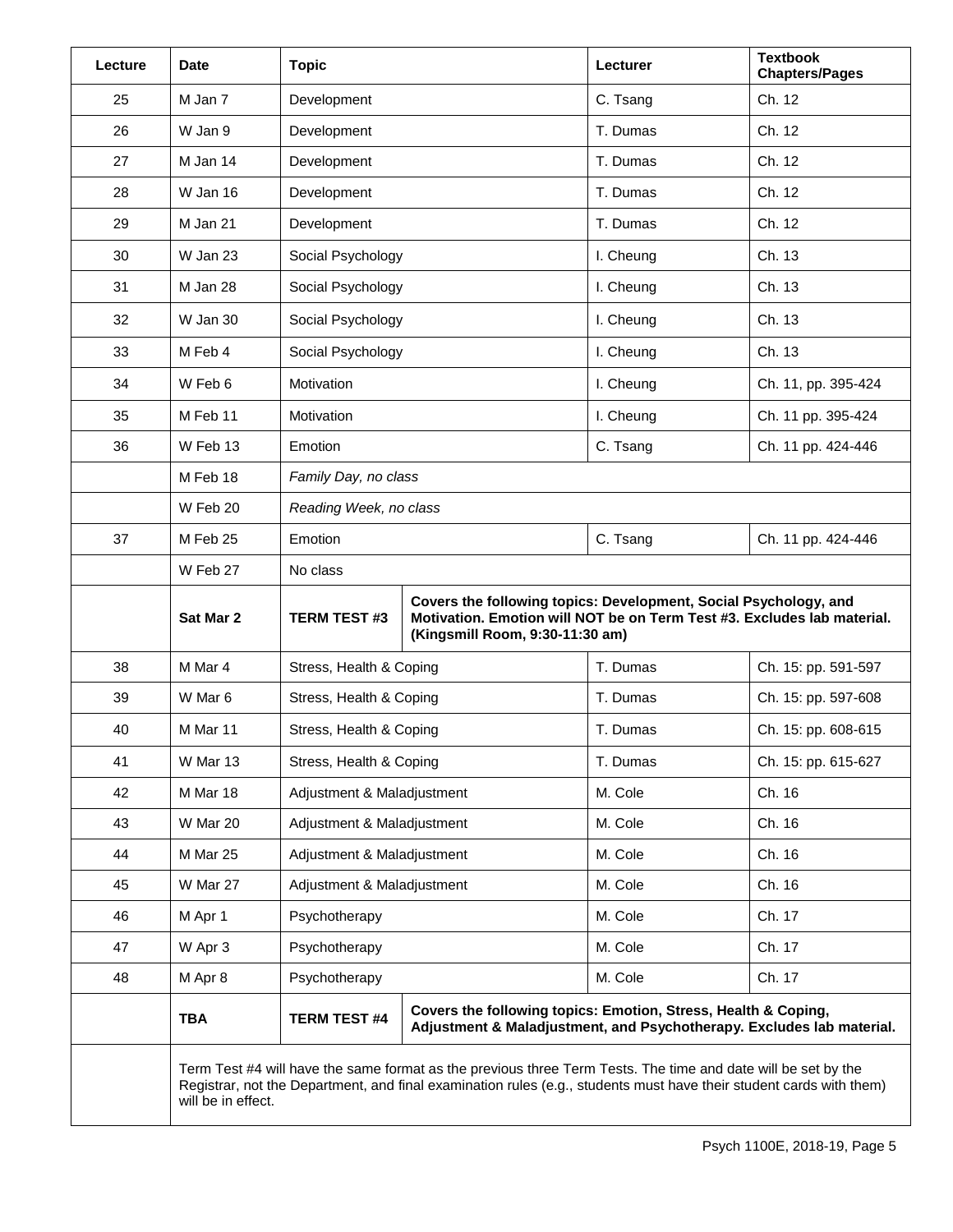| Lecture | Date | Topic | Lecturer | Textbook Chapters/Pages |
|---|---|---|---|---|
| 25 | M Jan 7 | Development | C. Tsang | Ch. 12 |
| 26 | W Jan 9 | Development | T. Dumas | Ch. 12 |
| 27 | M Jan 14 | Development | T. Dumas | Ch. 12 |
| 28 | W Jan 16 | Development | T. Dumas | Ch. 12 |
| 29 | M Jan 21 | Development | T. Dumas | Ch. 12 |
| 30 | W Jan 23 | Social Psychology | I. Cheung | Ch. 13 |
| 31 | M Jan 28 | Social Psychology | I. Cheung | Ch. 13 |
| 32 | W Jan 30 | Social Psychology | I. Cheung | Ch. 13 |
| 33 | M Feb 4 | Social Psychology | I. Cheung | Ch. 13 |
| 34 | W Feb 6 | Motivation | I. Cheung | Ch. 11, pp. 395-424 |
| 35 | M Feb 11 | Motivation | I. Cheung | Ch. 11 pp. 395-424 |
| 36 | W Feb 13 | Emotion | C. Tsang | Ch. 11 pp. 424-446 |
| | M Feb 18 | *Family Day, no class* | | |
| | W Feb 20 | *Reading Week, no class* | | |
| 37 | M Feb 25 | Emotion | C. Tsang | Ch. 11 pp. 424-446 |
| | W Feb 27 | No class | | |
| | **Sat Mar 2** | **TERM TEST #3** | **Covers the following topics: Development, Social Psychology, and Motivation. Emotion will NOT be on Term Test #3. Excludes lab material. (Kingsmill Room, 9:30-11:30 am)** | |
| 38 | M Mar 4 | Stress, Health & Coping | T. Dumas | Ch. 15: pp. 591-597 |
| 39 | W Mar 6 | Stress, Health & Coping | T. Dumas | Ch. 15: pp. 597-608 |
| 40 | M Mar 11 | Stress, Health & Coping | T. Dumas | Ch. 15: pp. 608-615 |
| 41 | W Mar 13 | Stress, Health & Coping | T. Dumas | Ch. 15: pp. 615-627 |
| 42 | M Mar 18 | Adjustment & Maladjustment | M. Cole | Ch. 16 |
| 43 | W Mar 20 | Adjustment & Maladjustment | M. Cole | Ch. 16 |
| 44 | M Mar 25 | Adjustment & Maladjustment | M. Cole | Ch. 16 |
| 45 | W Mar 27 | Adjustment & Maladjustment | M. Cole | Ch. 16 |
| 46 | M Apr 1 | Psychotherapy | M. Cole | Ch. 17 |
| 47 | W Apr 3 | Psychotherapy | M. Cole | Ch. 17 |
| 48 | M Apr 8 | Psychotherapy | M. Cole | Ch. 17 |
| | **TBA** | **TERM TEST #4** | **Covers the following topics: Emotion, Stress, Health & Coping, Adjustment & Maladjustment, and Psychotherapy. Excludes lab material.** | |
| | Term Test #4 will have the same format as the previous three Term Tests. The time and date will be set by the Registrar, not the Department, and final examination rules (e.g., students must have their student cards with them) will be in effect. | | | |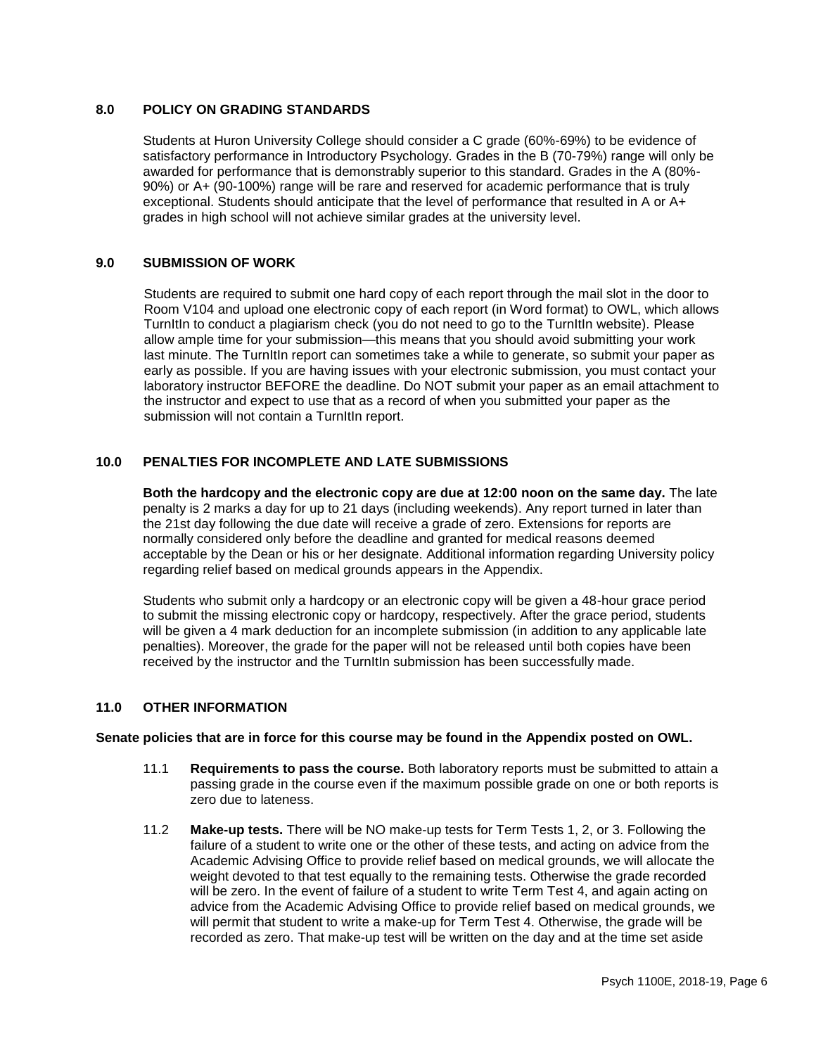## 8.0 POLICY ON GRADING STANDARDS

Students at Huron University College should consider a C grade (60%-69%) to be evidence of satisfactory performance in Introductory Psychology. Grades in the B (70-79%) range will only be awarded for performance that is demonstrably superior to this standard. Grades in the A (80%-90%) or A+ (90-100%) range will be rare and reserved for academic performance that is truly exceptional. Students should anticipate that the level of performance that resulted in A or A+ grades in high school will not achieve similar grades at the university level.

## 9.0 SUBMISSION OF WORK

Students are required to submit one hard copy of each report through the mail slot in the door to Room V104 and upload one electronic copy of each report (in Word format) to OWL, which allows TurnItIn to conduct a plagiarism check (you do not need to go to the TurnItIn website). Please allow ample time for your submission—this means that you should avoid submitting your work last minute. The TurnItIn report can sometimes take a while to generate, so submit your paper as early as possible. If you are having issues with your electronic submission, you must contact your laboratory instructor BEFORE the deadline. Do NOT submit your paper as an email attachment to the instructor and expect to use that as a record of when you submitted your paper as the submission will not contain a TurnItIn report.

## 10.0 PENALTIES FOR INCOMPLETE AND LATE SUBMISSIONS

**Both the hardcopy and the electronic copy are due at 12:00 noon on the same day.** The late penalty is 2 marks a day for up to 21 days (including weekends). Any report turned in later than the 21st day following the due date will receive a grade of zero. Extensions for reports are normally considered only before the deadline and granted for medical reasons deemed acceptable by the Dean or his or her designate. Additional information regarding University policy regarding relief based on medical grounds appears in the Appendix.

Students who submit only a hardcopy or an electronic copy will be given a 48-hour grace period to submit the missing electronic copy or hardcopy, respectively. After the grace period, students will be given a 4 mark deduction for an incomplete submission (in addition to any applicable late penalties). Moreover, the grade for the paper will not be released until both copies have been received by the instructor and the TurnItIn submission has been successfully made.

## 11.0 OTHER INFORMATION

**Senate policies that are in force for this course may be found in the Appendix posted on OWL.**

11.1 **Requirements to pass the course.** Both laboratory reports must be submitted to attain a passing grade in the course even if the maximum possible grade on one or both reports is zero due to lateness.

11.2 **Make-up tests.** There will be NO make-up tests for Term Tests 1, 2, or 3. Following the failure of a student to write one or the other of these tests, and acting on advice from the Academic Advising Office to provide relief based on medical grounds, we will allocate the weight devoted to that test equally to the remaining tests. Otherwise the grade recorded will be zero. In the event of failure of a student to write Term Test 4, and again acting on advice from the Academic Advising Office to provide relief based on medical grounds, we will permit that student to write a make-up for Term Test 4. Otherwise, the grade will be recorded as zero. That make-up test will be written on the day and at the time set aside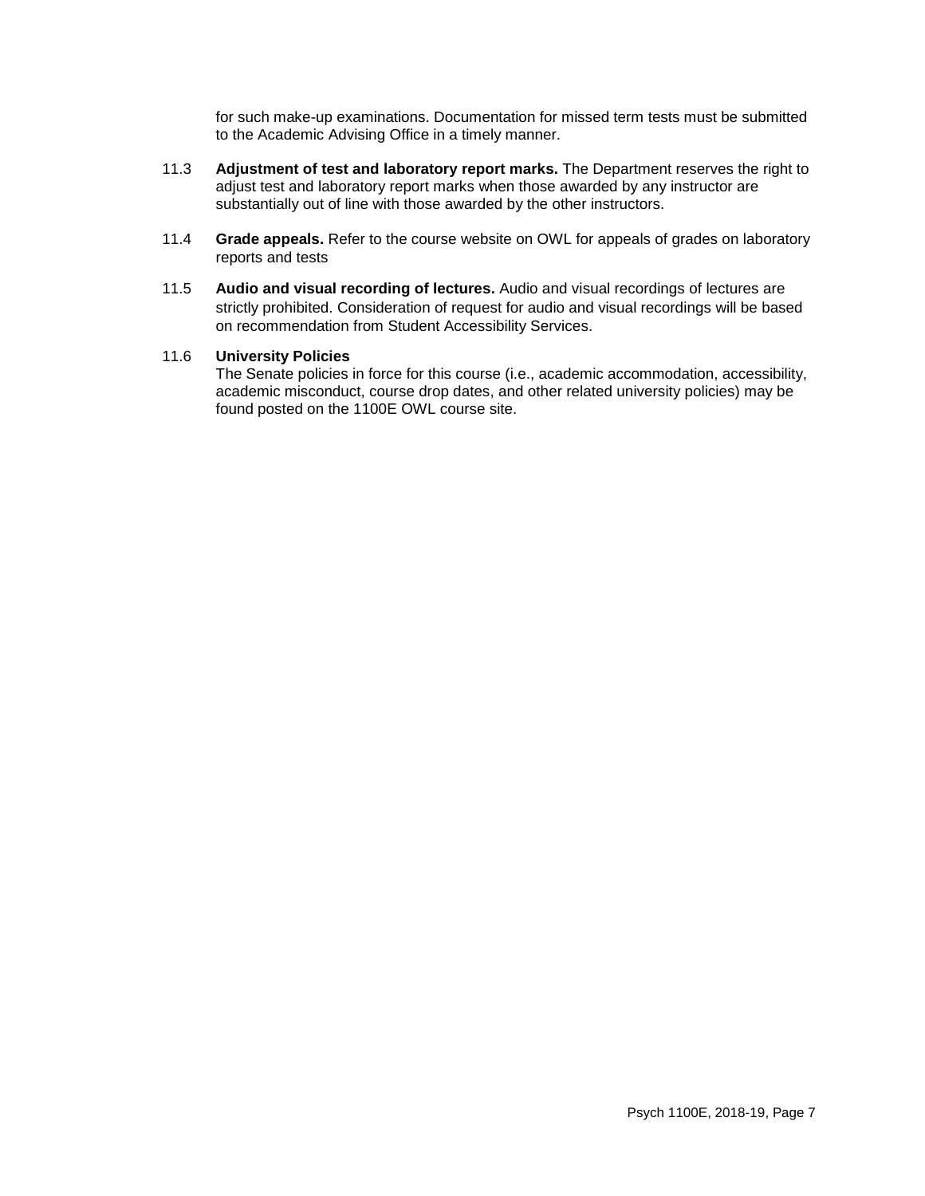for such make-up examinations. Documentation for missed term tests must be submitted to the Academic Advising Office in a timely manner.

11.3 **Adjustment of test and laboratory report marks.** The Department reserves the right to adjust test and laboratory report marks when those awarded by any instructor are substantially out of line with those awarded by the other instructors.

11.4 **Grade appeals.** Refer to the course website on OWL for appeals of grades on laboratory reports and tests

11.5 **Audio and visual recording of lectures.** Audio and visual recordings of lectures are strictly prohibited. Consideration of request for audio and visual recordings will be based on recommendation from Student Accessibility Services.

11.6 **University Policies**
The Senate policies in force for this course (i.e., academic accommodation, accessibility, academic misconduct, course drop dates, and other related university policies) may be found posted on the 1100E OWL course site.